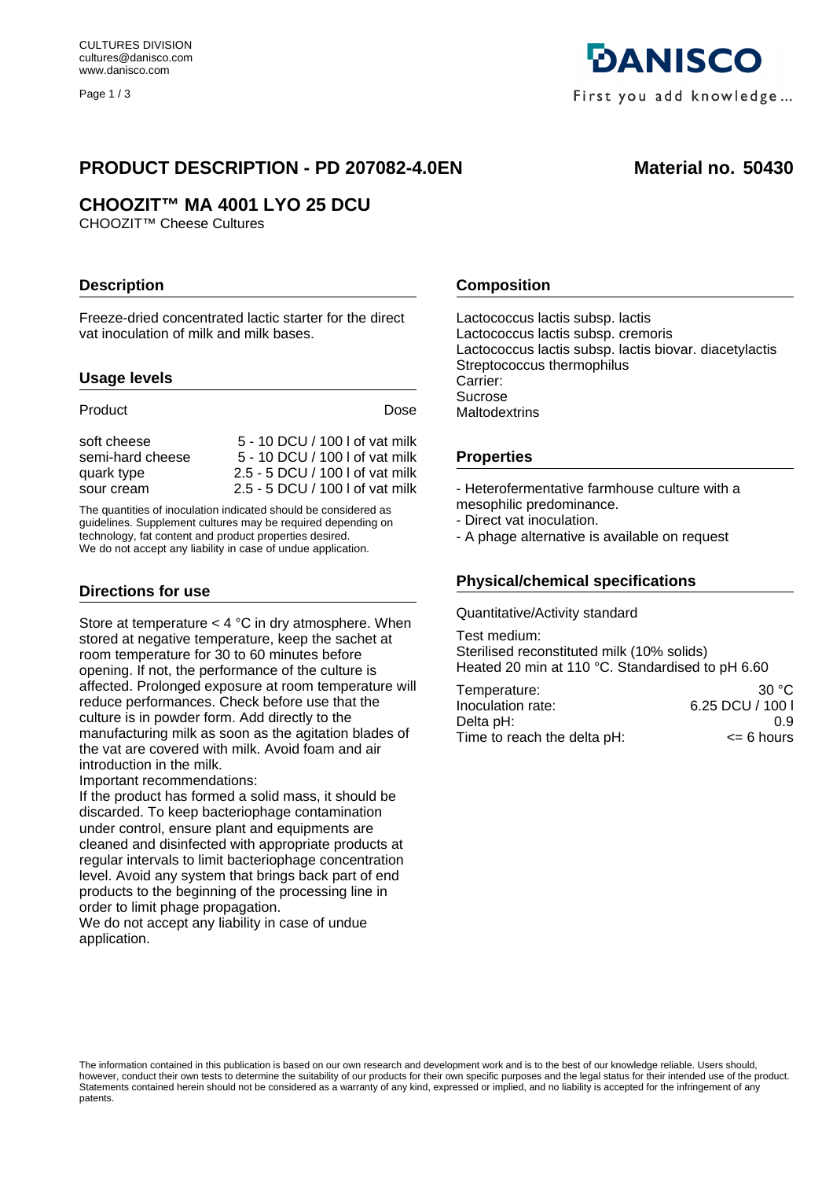CULTURES DIVISION
cultures@danisco.com
www.danisco.com

DANISCO
First you add knowledge...

# PRODUCT DESCRIPTION - PD 207082-4.0EN

**Material no. 50430**

## CHOOZIT™ MA 4001 LYO 25 DCU

CHOOZIT™ Cheese Cultures

### Description

Freeze-dried concentrated lactic starter for the direct vat inoculation of milk and milk bases.

### Usage levels

| Product | Dose |
|---|---|
| soft cheese | 5 - 10 DCU / 100 l of vat milk |
| semi-hard cheese | 5 - 10 DCU / 100 l of vat milk |
| quark type | 2.5 - 5 DCU / 100 l of vat milk |
| sour cream | 2.5 - 5 DCU / 100 l of vat milk |

The quantities of inoculation indicated should be considered as guidelines. Supplement cultures may be required depending on technology, fat content and product properties desired.
We do not accept any liability in case of undue application.

### Directions for use

Store at temperature < 4 °C in dry atmosphere. When stored at negative temperature, keep the sachet at room temperature for 30 to 60 minutes before opening. If not, the performance of the culture is affected. Prolonged exposure at room temperature will reduce performances. Check before use that the culture is in powder form. Add directly to the manufacturing milk as soon as the agitation blades of the vat are covered with milk. Avoid foam and air introduction in the milk.
Important recommendations:
If the product has formed a solid mass, it should be discarded. To keep bacteriophage contamination under control, ensure plant and equipments are cleaned and disinfected with appropriate products at regular intervals to limit bacteriophage concentration level. Avoid any system that brings back part of end products to the beginning of the processing line in order to limit phage propagation.
We do not accept any liability in case of undue application.

### Composition

Lactococcus lactis subsp. lactis
Lactococcus lactis subsp. cremoris
Lactococcus lactis subsp. lactis biovar. diacetylactis
Streptococcus thermophilus
Carrier:
Sucrose
Maltodextrins

### Properties

- Heterofermentative farmhouse culture with a mesophilic predominance.
- Direct vat inoculation.
- A phage alternative is available on request

### Physical/chemical specifications

Quantitative/Activity standard

Test medium:
Sterilised reconstituted milk (10% solids)
Heated 20 min at 110 °C. Standardised to pH 6.60

| | |
|---|---|
| Temperature: | 30 °C |
| Inoculation rate: | 6.25 DCU / 100 l |
| Delta pH: | 0.9 |
| Time to reach the delta pH: | <= 6 hours |

The information contained in this publication is based on our own research and development work and is to the best of our knowledge reliable. Users should, however, conduct their own tests to determine the suitability of our products for their own specific purposes and the legal status for their intended use of the product. Statements contained herein should not be considered as a warranty of any kind, expressed or implied, and no liability is accepted for the infringement of any patents.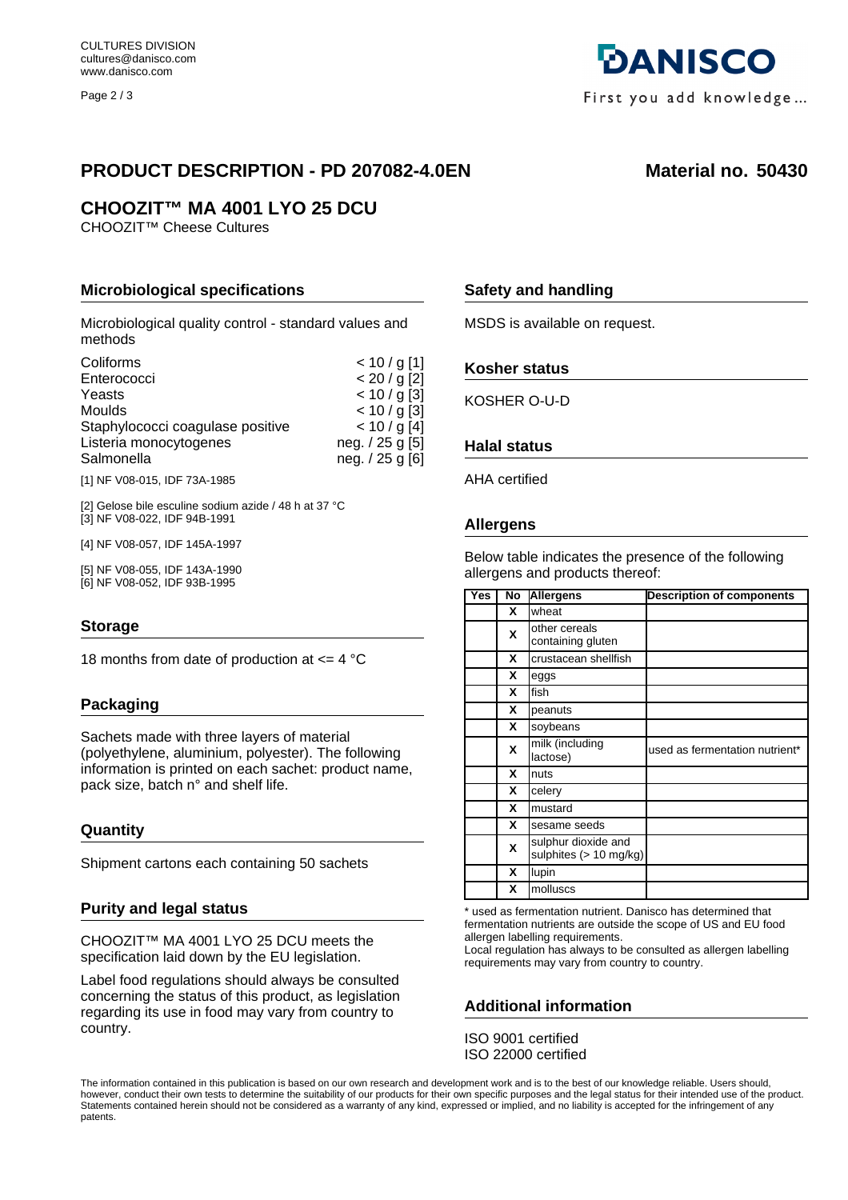CULTURES DIVISION
cultures@danisco.com
www.danisco.com

# PRODUCT DESCRIPTION - PD 207082-4.0EN

**Material no. 50430**

## CHOOZIT™ MA 4001 LYO 25 DCU

CHOOZIT™ Cheese Cultures

### Microbiological specifications

Microbiological quality control - standard values and methods

| | |
|---|---|
| Coliforms | < 10 / g [1] |
| Enterococci | < 20 / g [2] |
| Yeasts | < 10 / g [3] |
| Moulds | < 10 / g [3] |
| Staphylococci coagulase positive | < 10 / g [4] |
| Listeria monocytogenes | neg. / 25 g [5] |
| Salmonella | neg. / 25 g [6] |

[1] NF V08-015, IDF 73A-1985

[2] Gelose bile esculine sodium azide / 48 h at 37 °C
[3] NF V08-022, IDF 94B-1991

[4] NF V08-057, IDF 145A-1997

[5] NF V08-055, IDF 143A-1990
[6] NF V08-052, IDF 93B-1995

### Storage

18 months from date of production at <= 4 °C

### Packaging

Sachets made with three layers of material (polyethylene, aluminium, polyester). The following information is printed on each sachet: product name, pack size, batch n° and shelf life.

### Quantity

Shipment cartons each containing 50 sachets

### Purity and legal status

CHOOZIT™ MA 4001 LYO 25 DCU meets the specification laid down by the EU legislation.

Label food regulations should always be consulted concerning the status of this product, as legislation regarding its use in food may vary from country to country.

### Safety and handling

MSDS is available on request.

### Kosher status

KOSHER O-U-D

### Halal status

AHA certified

### Allergens

Below table indicates the presence of the following allergens and products thereof:

| Yes | No | Allergens | Description of components |
|---|---|---|---|
| | X | wheat | |
| | X | other cereals containing gluten | |
| | X | crustacean shellfish | |
| | X | eggs | |
| | X | fish | |
| | X | peanuts | |
| | X | soybeans | |
| | X | milk (including lactose) | used as fermentation nutrient* |
| | X | nuts | |
| | X | celery | |
| | X | mustard | |
| | X | sesame seeds | |
| | X | sulphur dioxide and sulphites (> 10 mg/kg) | |
| | X | lupin | |
| | X | molluscs | |

* used as fermentation nutrient. Danisco has determined that fermentation nutrients are outside the scope of US and EU food allergen labelling requirements.
Local regulation has always to be consulted as allergen labelling requirements may vary from country to country.

### Additional information

ISO 9001 certified
ISO 22000 certified

The information contained in this publication is based on our own research and development work and is to the best of our knowledge reliable. Users should, however, conduct their own tests to determine the suitability of our products for their own specific purposes and the legal status for their intended use of the product. Statements contained herein should not be considered as a warranty of any kind, expressed or implied, and no liability is accepted for the infringement of any patents.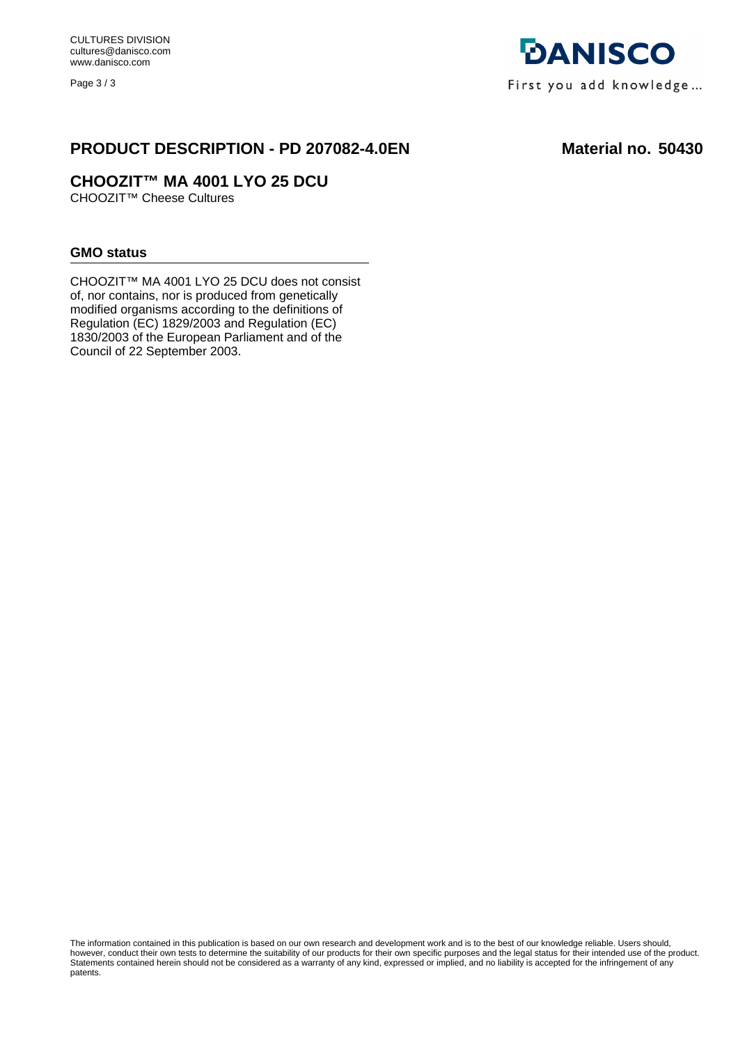## PRODUCT DESCRIPTION - PD 207082-4.0EN

**Material no. 50430**

## CHOOZIT™ MA 4001 LYO 25 DCU

CHOOZIT™ Cheese Cultures

### GMO status

CHOOZIT™ MA 4001 LYO 25 DCU does not consist of, nor contains, nor is produced from genetically modified organisms according to the definitions of Regulation (EC) 1829/2003 and Regulation (EC) 1830/2003 of the European Parliament and of the Council of 22 September 2003.

The information contained in this publication is based on our own research and development work and is to the best of our knowledge reliable. Users should, however, conduct their own tests to determine the suitability of our products for their own specific purposes and the legal status for their intended use of the product. Statements contained herein should not be considered as a warranty of any kind, expressed or implied, and no liability is accepted for the infringement of any patents.